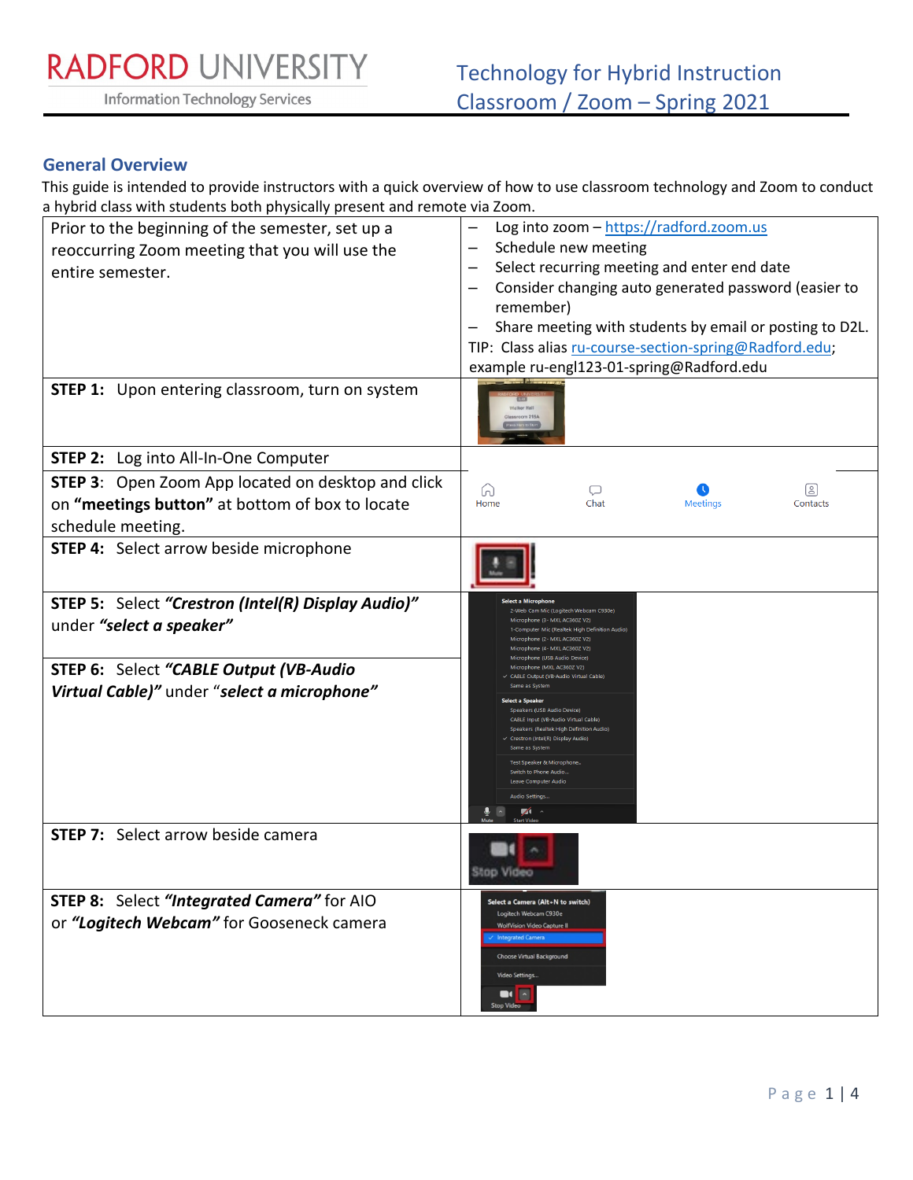# RADFORD UNIVERSITY

Information Technology Services

## Technology for Hybrid Instruction Classroom / Zoom – Spring 2021

### General Overview

This guide is intended to provide instructors with a quick overview of how to use classroom technology and Zoom to conduct a hybrid class with students both physically present and remote via Zoom.

| | |
|---|---|
| Prior to the beginning of the semester, set up a reoccurring Zoom meeting that you will use the entire semester. | – Log into zoom – https://radford.zoom.us<br>– Schedule new meeting<br>– Select recurring meeting and enter end date<br>– Consider changing auto generated password (easier to remember)<br>– Share meeting with students by email or posting to D2L.<br>TIP: Class alias ru-course-section-spring@Radford.edu; example ru-engl123-01-spring@Radford.edu |
| **STEP 1:** Upon entering classroom, turn on system | |
| **STEP 2:** Log into All-In-One Computer | |
| **STEP 3**: Open Zoom App located on desktop and click on **“meetings button”** at bottom of box to locate schedule meeting. | Home Chat Meetings Contacts |
| **STEP 4:** Select arrow beside microphone | |
| **STEP 5:** Select ***“Crestron (Intel(R) Display Audio)”*** under ***“select a speaker”*** | |
| **STEP 6:** Select ***“CABLE Output (VB-Audio Virtual Cable)”*** under “***select a microphone”*** | |
| **STEP 7:** Select arrow beside camera | |
| **STEP 8:** Select ***“Integrated Camera”*** for AIO or ***“Logitech Webcam”*** for Gooseneck camera | |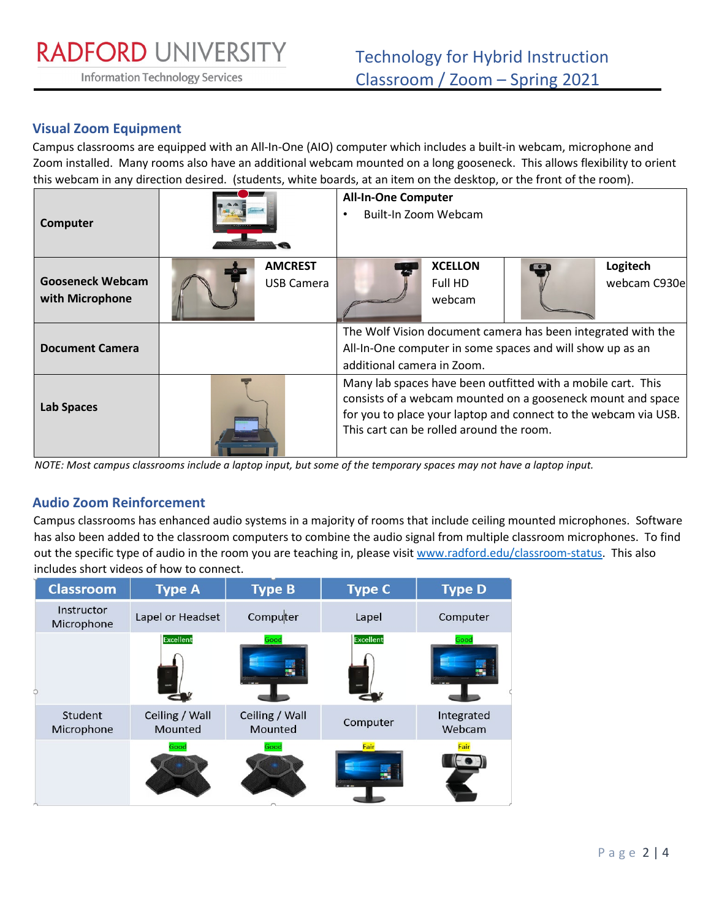## Visual Zoom Equipment

Campus classrooms are equipped with an All-In-One (AIO) computer which includes a built-in webcam, microphone and Zoom installed. Many rooms also have an additional webcam mounted on a long gooseneck. This allows flexibility to orient this webcam in any direction desired. (students, white boards, at an item on the desktop, or the front of the room).

| | | | | |
|---|---|---|---|---|
| **Computer** | | **All-In-One Computer**<br>• Built-In Zoom Webcam | | |
| **Gooseneck Webcam with Microphone** | **AMCREST** USB Camera | | **XCELLON** Full HD webcam | **Logitech** webcam C930e |
| **Document Camera** | | The Wolf Vision document camera has been integrated with the All-In-One computer in some spaces and will show up as an additional camera in Zoom. | | |
| **Lab Spaces** | | Many lab spaces have been outfitted with a mobile cart. This consists of a webcam mounted on a gooseneck mount and space for you to place your laptop and connect to the webcam via USB. This cart can be rolled around the room. | | |

*NOTE: Most campus classrooms include a laptop input, but some of the temporary spaces may not have a laptop input.*

## Audio Zoom Reinforcement

Campus classrooms has enhanced audio systems in a majority of rooms that include ceiling mounted microphones. Software has also been added to the classroom computers to combine the audio signal from multiple classroom microphones. To find out the specific type of audio in the room you are teaching in, please visit [www.radford.edu/classroom-status](http://www.radford.edu/classroom-status). This also includes short videos of how to connect.

| Classroom | Type A | Type B | Type C | Type D |
|---|---|---|---|---|
| Instructor Microphone | Lapel or Headset | Computer | Lapel | Computer |
| | Excellent | Good | Excellent | Good |
| Student Microphone | Ceiling / Wall Mounted | Ceiling / Wall Mounted | Computer | Integrated Webcam |
| | Good | Good | Fair | Fair |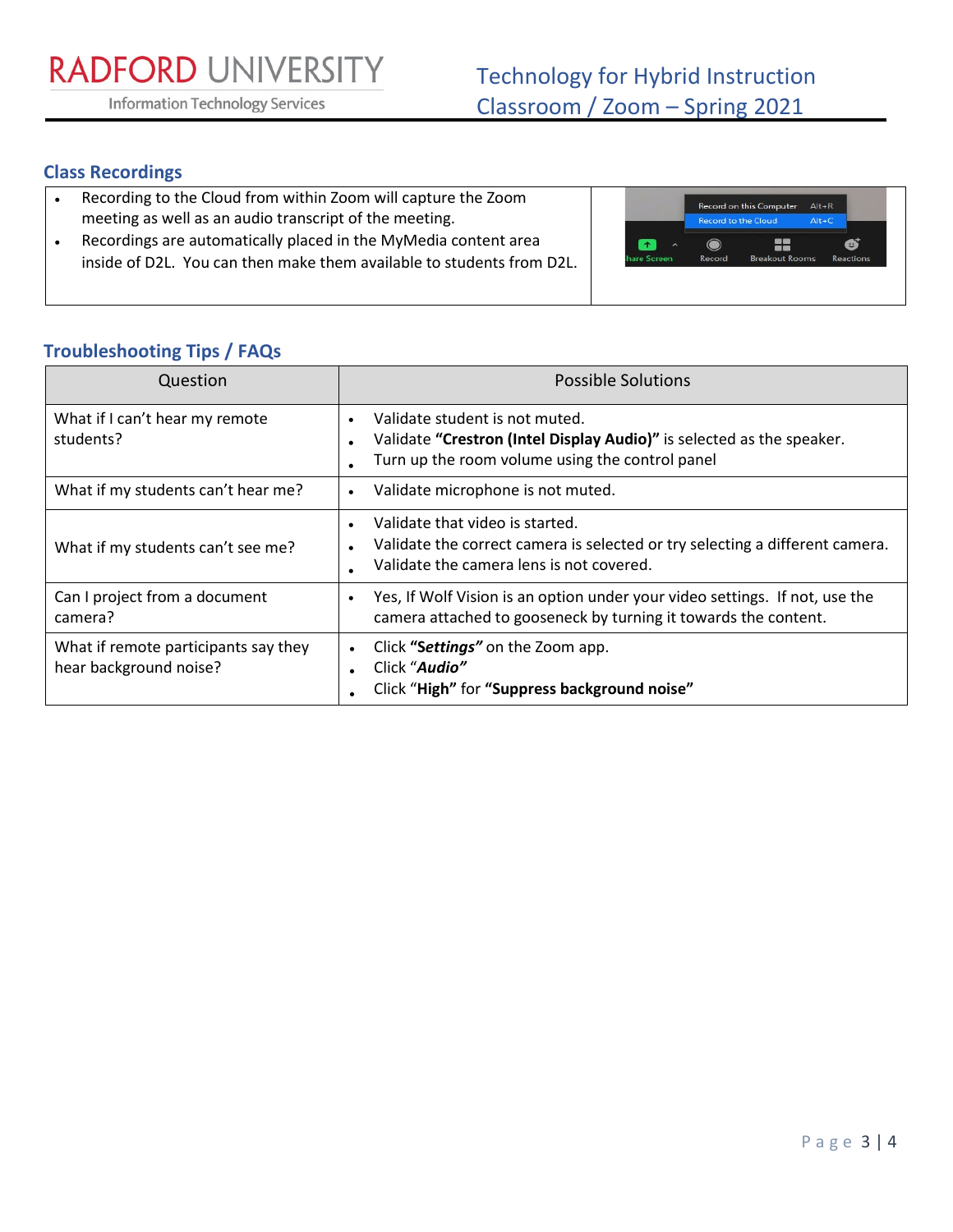## Class Recordings

- Recording to the Cloud from within Zoom will capture the Zoom meeting as well as an audio transcript of the meeting.
- Recordings are automatically placed in the MyMedia content area inside of D2L. You can then make them available to students from D2L.

## Troubleshooting Tips / FAQs

| Question | Possible Solutions |
| --- | --- |
| What if I can't hear my remote students? | • Validate student is not muted.<br>• Validate **"Crestron (Intel Display Audio)"** is selected as the speaker.<br>• Turn up the room volume using the control panel |
| What if my students can't hear me? | • Validate microphone is not muted. |
| What if my students can't see me? | • Validate that video is started.<br>• Validate the correct camera is selected or try selecting a different camera.<br>• Validate the camera lens is not covered. |
| Can I project from a document camera? | • Yes, If Wolf Vision is an option under your video settings. If not, use the camera attached to gooseneck by turning it towards the content. |
| What if remote participants say they hear background noise? | • Click ***"Settings"*** on the Zoom app.<br>• Click "***Audio"***<br>• Click "**High"** for **"Suppress background noise"** |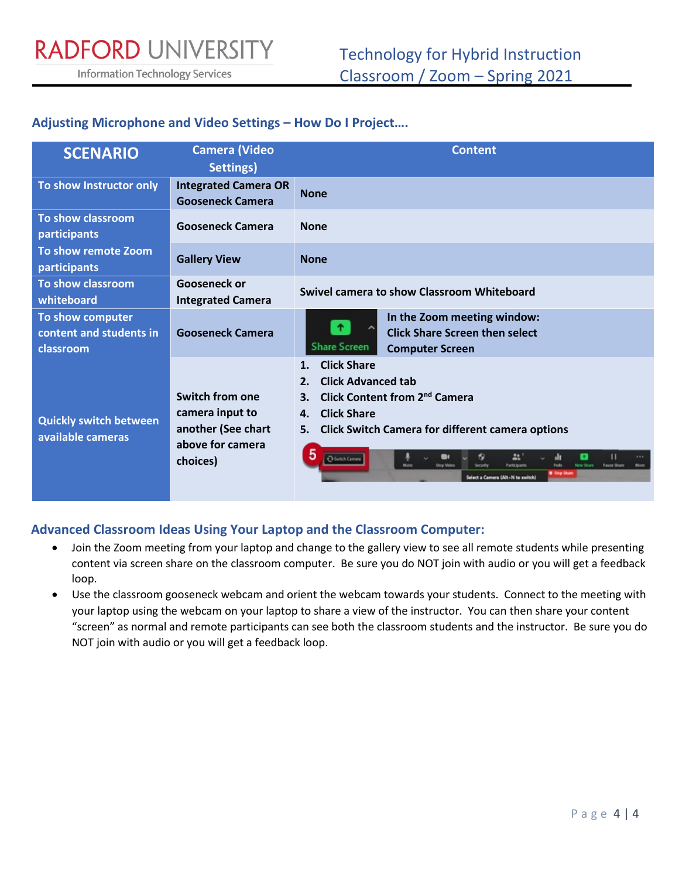## Adjusting Microphone and Video Settings – How Do I Project….

| SCENARIO | Camera (Video Settings) | Content |
|---|---|---|
| To show Instructor only | Integrated Camera OR Gooseneck Camera | None |
| To show classroom participants | Gooseneck Camera | None |
| To show remote Zoom participants | Gallery View | None |
| To show classroom whiteboard | Gooseneck or Integrated Camera | Swivel camera to show Classroom Whiteboard |
| To show computer content and students in classroom | Gooseneck Camera | Share Screen — In the Zoom meeting window: Click Share Screen then select Computer Screen |
| Quickly switch between available cameras | Switch from one camera input to another (See chart above for camera choices) | 1. Click Share<br>2. Click Advanced tab<br>3. Click Content from 2nd Camera<br>4. Click Share<br>5. Click Switch Camera for different camera options |

## Advanced Classroom Ideas Using Your Laptop and the Classroom Computer:

- Join the Zoom meeting from your laptop and change to the gallery view to see all remote students while presenting content via screen share on the classroom computer. Be sure you do NOT join with audio or you will get a feedback loop.
- Use the classroom gooseneck webcam and orient the webcam towards your students. Connect to the meeting with your laptop using the webcam on your laptop to share a view of the instructor. You can then share your content "screen" as normal and remote participants can see both the classroom students and the instructor. Be sure you do NOT join with audio or you will get a feedback loop.